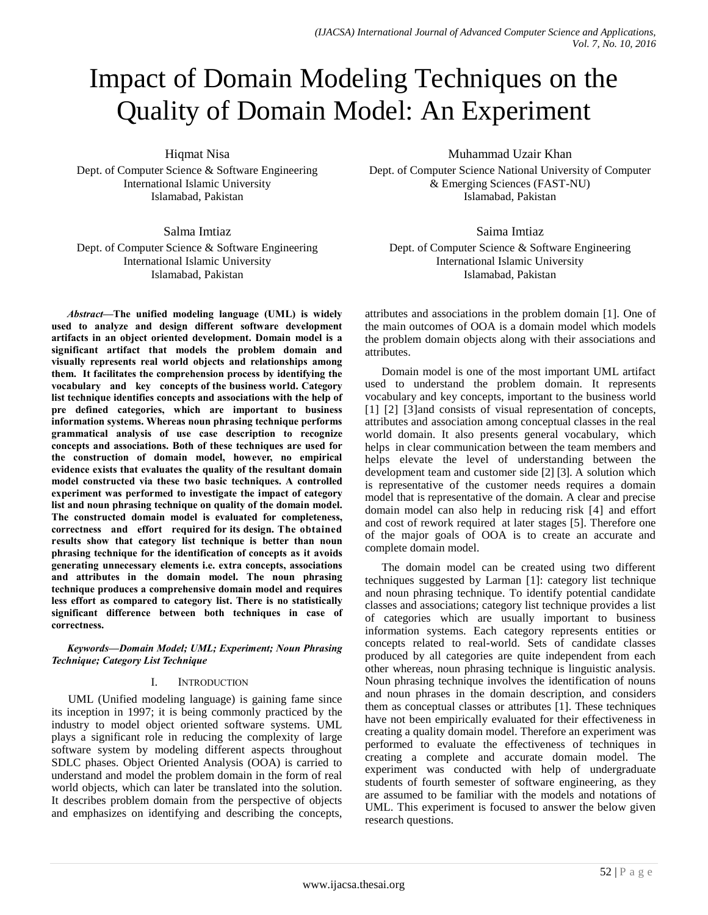# Impact of Domain Modeling Techniques on the Quality of Domain Model: An Experiment

Hiqmat Nisa
Dept. of Computer Science & Software Engineering
International Islamic University
Islamabad, Pakistan

Muhammad Uzair Khan
Dept. of Computer Science National University of Computer & Emerging Sciences (FAST-NU)
Islamabad, Pakistan

Salma Imtiaz
Dept. of Computer Science & Software Engineering
International Islamic University
Islamabad, Pakistan

Saima Imtiaz
Dept. of Computer Science & Software Engineering
International Islamic University
Islamabad, Pakistan

***Abstract*—The unified modeling language (UML) is widely used to analyze and design different software development artifacts in an object oriented development. Domain model is a significant artifact that models the problem domain and visually represents real world objects and relationships among them. It facilitates the comprehension process by identifying the vocabulary and key concepts of the business world. Category list technique identifies concepts and associations with the help of pre defined categories, which are important to business information systems. Whereas noun phrasing technique performs grammatical analysis of use case description to recognize concepts and associations. Both of these techniques are used for the construction of domain model, however, no empirical evidence exists that evaluates the quality of the resultant domain model constructed via these two basic techniques. A controlled experiment was performed to investigate the impact of category list and noun phrasing technique on quality of the domain model. The constructed domain model is evaluated for completeness, correctness and effort required for its design. The obtained results show that category list technique is better than noun phrasing technique for the identification of concepts as it avoids generating unnecessary elements i.e. extra concepts, associations and attributes in the domain model. The noun phrasing technique produces a comprehensive domain model and requires less effort as compared to category list. There is no statistically significant difference between both techniques in case of correctness.**

***Keywords—Domain Model; UML; Experiment; Noun Phrasing Technique; Category List Technique***

## I. Introduction

UML (Unified modeling language) is gaining fame since its inception in 1997; it is being commonly practiced by the industry to model object oriented software systems. UML plays a significant role in reducing the complexity of large software system by modeling different aspects throughout SDLC phases. Object Oriented Analysis (OOA) is carried to understand and model the problem domain in the form of real world objects, which can later be translated into the solution. It describes problem domain from the perspective of objects and emphasizes on identifying and describing the concepts, attributes and associations in the problem domain [1]. One of the main outcomes of OOA is a domain model which models the problem domain objects along with their associations and attributes.

Domain model is one of the most important UML artifact used to understand the problem domain. It represents vocabulary and key concepts, important to the business world [1] [2] [3]and consists of visual representation of concepts, attributes and association among conceptual classes in the real world domain. It also presents general vocabulary, which helps in clear communication between the team members and helps elevate the level of understanding between the development team and customer side [2] [3]. A solution which is representative of the customer needs requires a domain model that is representative of the domain. A clear and precise domain model can also help in reducing risk [4] and effort and cost of rework required at later stages [5]. Therefore one of the major goals of OOA is to create an accurate and complete domain model.

The domain model can be created using two different techniques suggested by Larman [1]: category list technique and noun phrasing technique. To identify potential candidate classes and associations; category list technique provides a list of categories which are usually important to business information systems. Each category represents entities or concepts related to real-world. Sets of candidate classes produced by all categories are quite independent from each other whereas, noun phrasing technique is linguistic analysis. Noun phrasing technique involves the identification of nouns and noun phrases in the domain description, and considers them as conceptual classes or attributes [1]. These techniques have not been empirically evaluated for their effectiveness in creating a quality domain model. Therefore an experiment was performed to evaluate the effectiveness of techniques in creating a complete and accurate domain model. The experiment was conducted with help of undergraduate students of fourth semester of software engineering, as they are assumed to be familiar with the models and notations of UML. This experiment is focused to answer the below given research questions.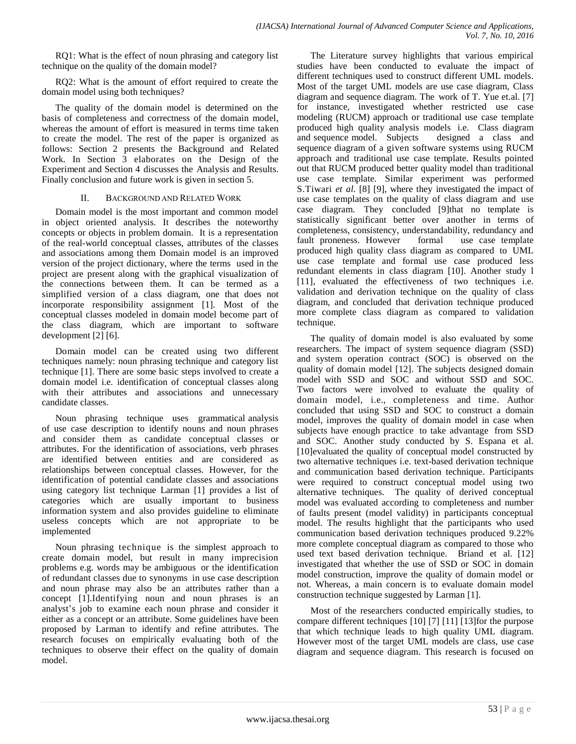RQ1: What is the effect of noun phrasing and category list technique on the quality of the domain model?

RQ2: What is the amount of effort required to create the domain model using both techniques?

The quality of the domain model is determined on the basis of completeness and correctness of the domain model, whereas the amount of effort is measured in terms time taken to create the model. The rest of the paper is organized as follows: Section 2 presents the Background and Related Work. In Section 3 elaborates on the Design of the Experiment and Section 4 discusses the Analysis and Results. Finally conclusion and future work is given in section 5.

## II. Background and Related Work

Domain model is the most important and common model in object oriented analysis. It describes the noteworthy concepts or objects in problem domain. It is a representation of the real-world conceptual classes, attributes of the classes and associations among them Domain model is an improved version of the project dictionary, where the terms used in the project are present along with the graphical visualization of the connections between them. It can be termed as a simplified version of a class diagram, one that does not incorporate responsibility assignment [1]. Most of the conceptual classes modeled in domain model become part of the class diagram, which are important to software development [2] [6].

Domain model can be created using two different techniques namely: noun phrasing technique and category list technique [1]. There are some basic steps involved to create a domain model i.e. identification of conceptual classes along with their attributes and associations and unnecessary candidate classes.

Noun phrasing technique uses grammatical analysis of use case description to identify nouns and noun phrases and consider them as candidate conceptual classes or attributes. For the identification of associations, verb phrases are identified between entities and are considered as relationships between conceptual classes. However, for the identification of potential candidate classes and associations using category list technique Larman [1] provides a list of categories which are usually important to business information system and also provides guideline to eliminate useless concepts which are not appropriate to be implemented

Noun phrasing technique is the simplest approach to create domain model, but result in many imprecision problems e.g. words may be ambiguous or the identification of redundant classes due to synonyms in use case description and noun phrase may also be an attributes rather than a concept [1].Identifying noun and noun phrases is an analyst's job to examine each noun phrase and consider it either as a concept or an attribute. Some guidelines have been proposed by Larman to identify and refine attributes. The research focuses on empirically evaluating both of the techniques to observe their effect on the quality of domain model.

The Literature survey highlights that various empirical studies have been conducted to evaluate the impact of different techniques used to construct different UML models. Most of the target UML models are use case diagram, Class diagram and sequence diagram. The work of T. Yue et.al. [7] for instance, investigated whether restricted use case modeling (RUCM) approach or traditional use case template produced high quality analysis models i.e. Class diagram and sequence model. Subjects designed a class and sequence diagram of a given software systems using RUCM approach and traditional use case template. Results pointed out that RUCM produced better quality model than traditional use case template. Similar experiment was performed S.Tiwari *et al.* [8] [9], where they investigated the impact of use case templates on the quality of class diagram and use case diagram. They concluded [9]that no template is statistically significant better over another in terms of completeness, consistency, understandability, redundancy and fault proneness. However formal use case template produced high quality class diagram as compared to UML use case template and formal use case produced less redundant elements in class diagram [10]. Another study l [11], evaluated the effectiveness of two techniques i.e. validation and derivation technique on the quality of class diagram, and concluded that derivation technique produced more complete class diagram as compared to validation technique.

The quality of domain model is also evaluated by some researchers. The impact of system sequence diagram (SSD) and system operation contract (SOC) is observed on the quality of domain model [12]. The subjects designed domain model with SSD and SOC and without SSD and SOC. Two factors were involved to evaluate the quality of domain model, i.e., completeness and time. Author concluded that using SSD and SOC to construct a domain model, improves the quality of domain model in case when subjects have enough practice to take advantage from SSD and SOC. Another study conducted by S. Espana et al. [10]evaluated the quality of conceptual model constructed by two alternative techniques i.e. text-based derivation technique and communication based derivation technique. Participants were required to construct conceptual model using two alternative techniques. The quality of derived conceptual model was evaluated according to completeness and number of faults present (model validity) in participants conceptual model. The results highlight that the participants who used communication based derivation techniques produced 9.22% more complete conceptual diagram as compared to those who used text based derivation technique. Briand et al. [12] investigated that whether the use of SSD or SOC in domain model construction, improve the quality of domain model or not. Whereas, a main concern is to evaluate domain model construction technique suggested by Larman [1].

Most of the researchers conducted empirically studies, to compare different techniques [10] [7] [11] [13]for the purpose that which technique leads to high quality UML diagram. However most of the target UML models are class, use case diagram and sequence diagram. This research is focused on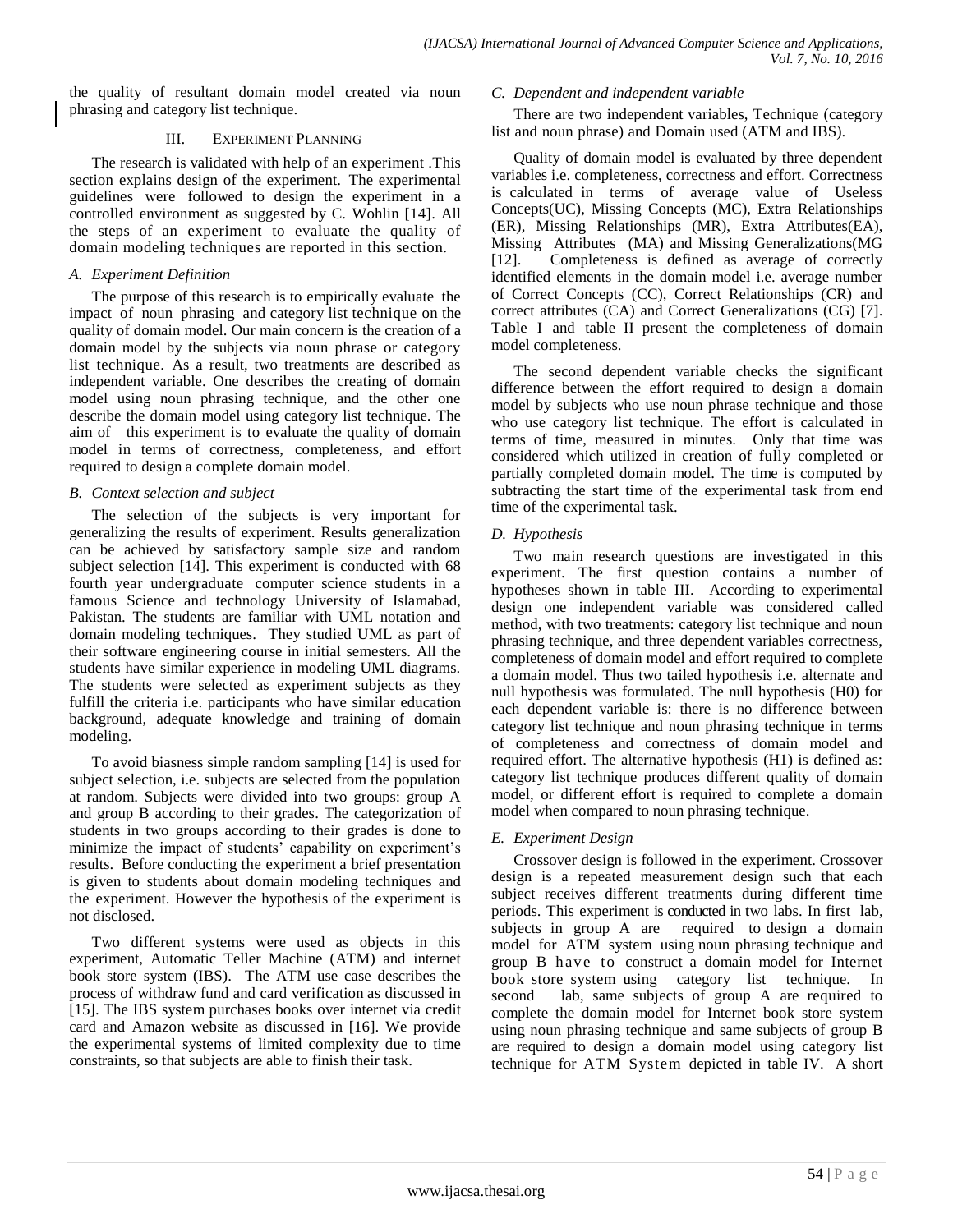the quality of resultant domain model created via noun phrasing and category list technique.

## III. Experiment Planning

The research is validated with help of an experiment .This section explains design of the experiment. The experimental guidelines were followed to design the experiment in a controlled environment as suggested by C. Wohlin [14]. All the steps of an experiment to evaluate the quality of domain modeling techniques are reported in this section.

### *A. Experiment Definition*

The purpose of this research is to empirically evaluate the impact of noun phrasing and category list technique on the quality of domain model. Our main concern is the creation of a domain model by the subjects via noun phrase or category list technique. As a result, two treatments are described as independent variable. One describes the creating of domain model using noun phrasing technique, and the other one describe the domain model using category list technique. The aim of this experiment is to evaluate the quality of domain model in terms of correctness, completeness, and effort required to design a complete domain model.

### *B. Context selection and subject*

The selection of the subjects is very important for generalizing the results of experiment. Results generalization can be achieved by satisfactory sample size and random subject selection [14]. This experiment is conducted with 68 fourth year undergraduate computer science students in a famous Science and technology University of Islamabad, Pakistan. The students are familiar with UML notation and domain modeling techniques. They studied UML as part of their software engineering course in initial semesters. All the students have similar experience in modeling UML diagrams. The students were selected as experiment subjects as they fulfill the criteria i.e. participants who have similar education background, adequate knowledge and training of domain modeling.

To avoid biasness simple random sampling [14] is used for subject selection, i.e. subjects are selected from the population at random. Subjects were divided into two groups: group A and group B according to their grades. The categorization of students in two groups according to their grades is done to minimize the impact of students' capability on experiment's results. Before conducting the experiment a brief presentation is given to students about domain modeling techniques and the experiment. However the hypothesis of the experiment is not disclosed.

Two different systems were used as objects in this experiment, Automatic Teller Machine (ATM) and internet book store system (IBS). The ATM use case describes the process of withdraw fund and card verification as discussed in [15]. The IBS system purchases books over internet via credit card and Amazon website as discussed in [16]. We provide the experimental systems of limited complexity due to time constraints, so that subjects are able to finish their task.

### *C. Dependent and independent variable*

There are two independent variables, Technique (category list and noun phrase) and Domain used (ATM and IBS).

Quality of domain model is evaluated by three dependent variables i.e. completeness, correctness and effort. Correctness is calculated in terms of average value of Useless Concepts(UC), Missing Concepts (MC), Extra Relationships (ER), Missing Relationships (MR), Extra Attributes(EA), Missing Attributes (MA) and Missing Generalizations(MG [12]. Completeness is defined as average of correctly identified elements in the domain model i.e. average number of Correct Concepts (CC), Correct Relationships (CR) and correct attributes (CA) and Correct Generalizations (CG) [7]. Table I and table II present the completeness of domain model completeness.

The second dependent variable checks the significant difference between the effort required to design a domain model by subjects who use noun phrase technique and those who use category list technique. The effort is calculated in terms of time, measured in minutes. Only that time was considered which utilized in creation of fully completed or partially completed domain model. The time is computed by subtracting the start time of the experimental task from end time of the experimental task.

### *D. Hypothesis*

Two main research questions are investigated in this experiment. The first question contains a number of hypotheses shown in table III. According to experimental design one independent variable was considered called method, with two treatments: category list technique and noun phrasing technique, and three dependent variables correctness, completeness of domain model and effort required to complete a domain model. Thus two tailed hypothesis i.e. alternate and null hypothesis was formulated. The null hypothesis (H0) for each dependent variable is: there is no difference between category list technique and noun phrasing technique in terms of completeness and correctness of domain model and required effort. The alternative hypothesis (H1) is defined as: category list technique produces different quality of domain model, or different effort is required to complete a domain model when compared to noun phrasing technique.

### *E. Experiment Design*

Crossover design is followed in the experiment. Crossover design is a repeated measurement design such that each subject receives different treatments during different time periods. This experiment is conducted in two labs. In first lab, subjects in group A are required to design a domain model for ATM system using noun phrasing technique and group B have to construct a domain model for Internet book store system using category list technique. In second lab, same subjects of group A are required to complete the domain model for Internet book store system using noun phrasing technique and same subjects of group B are required to design a domain model using category list technique for ATM System depicted in table IV. A short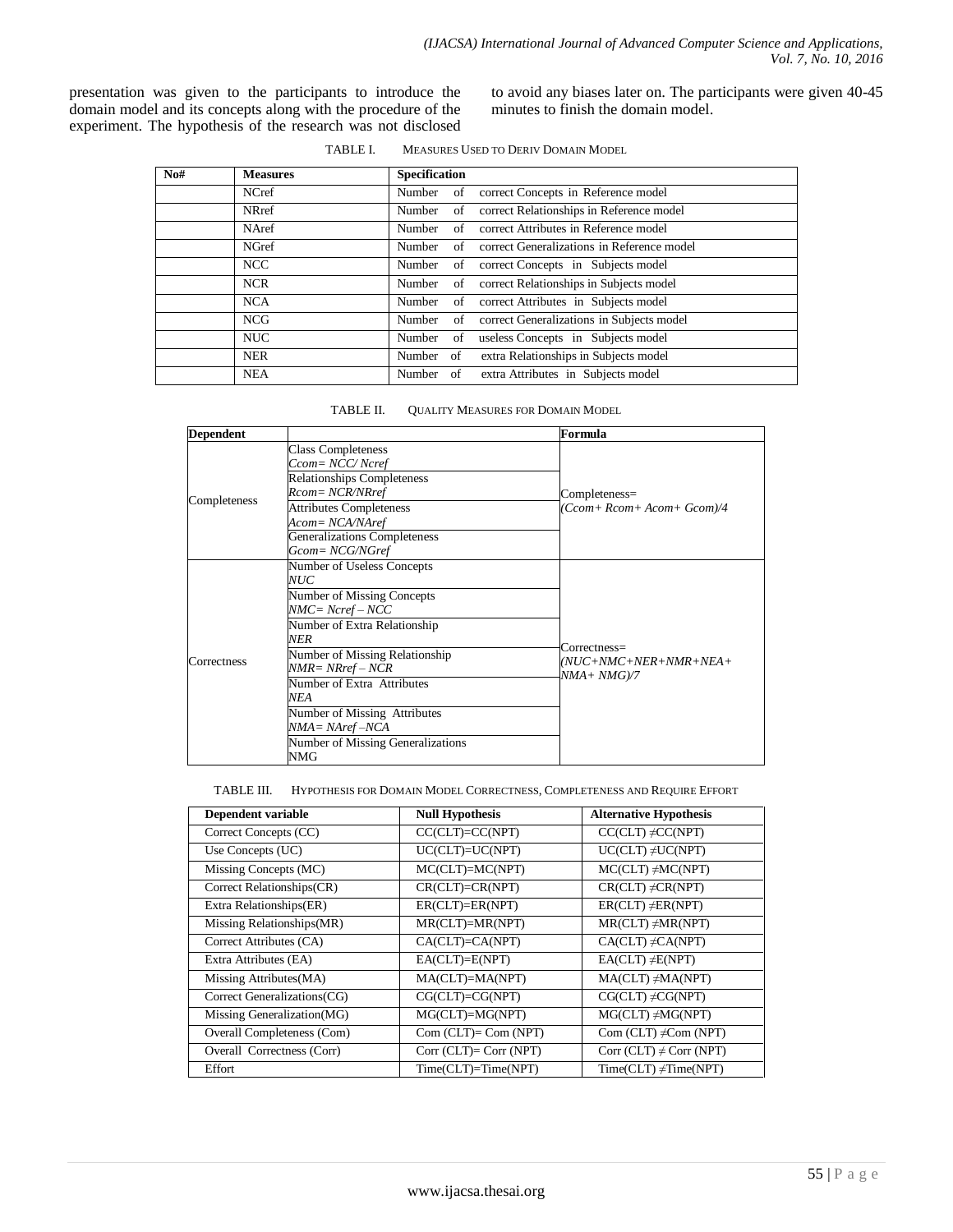presentation was given to the participants to introduce the domain model and its concepts along with the procedure of the experiment. The hypothesis of the research was not disclosed to avoid any biases later on. The participants were given 40-45 minutes to finish the domain model.

TABLE I. MEASURES USED TO DERIV DOMAIN MODEL

| No# | Measures | Specification |
|---|---|---|
| | NCref | Number of correct Concepts in Reference model |
| | NRref | Number of correct Relationships in Reference model |
| | NAref | Number of correct Attributes in Reference model |
| | NGref | Number of correct Generalizations in Reference model |
| | NCC | Number of correct Concepts in Subjects model |
| | NCR | Number of correct Relationships in Subjects model |
| | NCA | Number of correct Attributes in Subjects model |
| | NCG | Number of correct Generalizations in Subjects model |
| | NUC | Number of useless Concepts in Subjects model |
| | NER | Number of extra Relationships in Subjects model |
| | NEA | Number of extra Attributes in Subjects model |

TABLE II. QUALITY MEASURES FOR DOMAIN MODEL

| Dependent | | Formula |
|---|---|---|
| Completeness | Class Completeness *Ccom= NCC/ Ncref* | Completeness= *(Ccom+ Rcom+ Acom+ Gcom)/4* |
| | Relationships Completeness *Rcom= NCR/NRref* | |
| | Attributes Completeness *Acom= NCA/NAref* | |
| | Generalizations Completeness *Gcom= NCG/NGref* | |
| Correctness | Number of Useless Concepts *NUC* | Correctness= *(NUC+NMC+NER+NMR+NEA+ NMA+ NMG)/7* |
| | Number of Missing Concepts *NMC= Ncref – NCC* | |
| | Number of Extra Relationship *NER* | |
| | Number of Missing Relationship *NMR= NRref – NCR* | |
| | Number of Extra Attributes *NEA* | |
| | Number of Missing Attributes *NMA= NAref –NCA* | |
| | Number of Missing Generalizations NMG | |

TABLE III. HYPOTHESIS FOR DOMAIN MODEL CORRECTNESS, COMPLETENESS AND REQUIRE EFFORT

| Dependent variable | Null Hypothesis | Alternative Hypothesis |
|---|---|---|
| Correct Concepts (CC) | CC(CLT)=CC(NPT) | CC(CLT) ≠CC(NPT) |
| Use Concepts (UC) | UC(CLT)=UC(NPT) | UC(CLT) ≠UC(NPT) |
| Missing Concepts (MC) | MC(CLT)=MC(NPT) | MC(CLT) ≠MC(NPT) |
| Correct Relationships(CR) | CR(CLT)=CR(NPT) | CR(CLT) ≠CR(NPT) |
| Extra Relationships(ER) | ER(CLT)=ER(NPT) | ER(CLT) ≠ER(NPT) |
| Missing Relationships(MR) | MR(CLT)=MR(NPT) | MR(CLT) ≠MR(NPT) |
| Correct Attributes (CA) | CA(CLT)=CA(NPT) | CA(CLT) ≠CA(NPT) |
| Extra Attributes (EA) | EA(CLT)=E(NPT) | EA(CLT) ≠E(NPT) |
| Missing Attributes(MA) | MA(CLT)=MA(NPT) | MA(CLT) ≠MA(NPT) |
| Correct Generalizations(CG) | CG(CLT)=CG(NPT) | CG(CLT) ≠CG(NPT) |
| Missing Generalization(MG) | MG(CLT)=MG(NPT) | MG(CLT) ≠MG(NPT) |
| Overall Completeness (Com) | Com (CLT)= Com (NPT) | Com (CLT) ≠Com (NPT) |
| Overall Correctness (Corr) | Corr (CLT)= Corr (NPT) | Corr (CLT) ≠ Corr (NPT) |
| Effort | Time(CLT)=Time(NPT) | Time(CLT) ≠Time(NPT) |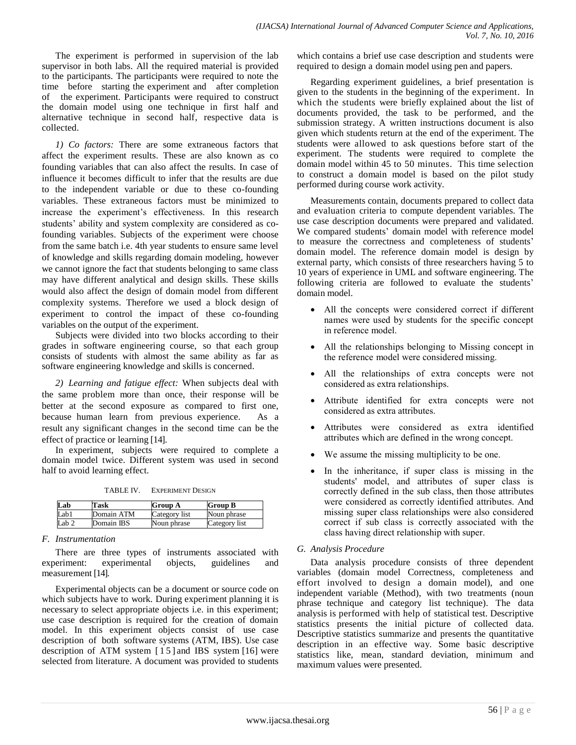The experiment is performed in supervision of the lab supervisor in both labs. All the required material is provided to the participants. The participants were required to note the time before starting the experiment and after completion of the experiment. Participants were required to construct the domain model using one technique in first half and alternative technique in second half, respective data is collected.

*1) Co factors:* There are some extraneous factors that affect the experiment results. These are also known as co founding variables that can also affect the results. In case of influence it becomes difficult to infer that the results are due to the independent variable or due to these co-founding variables. These extraneous factors must be minimized to increase the experiment's effectiveness. In this research students' ability and system complexity are considered as co-founding variables. Subjects of the experiment were choose from the same batch i.e. 4th year students to ensure same level of knowledge and skills regarding domain modeling, however we cannot ignore the fact that students belonging to same class may have different analytical and design skills. These skills would also affect the design of domain model from different complexity systems. Therefore we used a block design of experiment to control the impact of these co-founding variables on the output of the experiment.

Subjects were divided into two blocks according to their grades in software engineering course, so that each group consists of students with almost the same ability as far as software engineering knowledge and skills is concerned.

*2) Learning and fatigue effect:* When subjects deal with the same problem more than once, their response will be better at the second exposure as compared to first one, because human learn from previous experience. As a result any significant changes in the second time can be the effect of practice or learning [14].

In experiment, subjects were required to complete a domain model twice. Different system was used in second half to avoid learning effect.

TABLE IV. EXPERIMENT DESIGN

| Lab | Task | Group A | Group B |
|---|---|---|---|
| Lab1 | Domain ATM | Category list | Noun phrase |
| Lab 2 | Domain IBS | Noun phrase | Category list |

### F. Instrumentation

There are three types of instruments associated with experiment: experimental objects, guidelines and measurement [14].

Experimental objects can be a document or source code on which subjects have to work. During experiment planning it is necessary to select appropriate objects i.e. in this experiment; use case description is required for the creation of domain model. In this experiment objects consist of use case description of both software systems (ATM, IBS). Use case description of ATM system [15] and IBS system [16] were selected from literature. A document was provided to students which contains a brief use case description and students were required to design a domain model using pen and papers.

Regarding experiment guidelines, a brief presentation is given to the students in the beginning of the experiment. In which the students were briefly explained about the list of documents provided, the task to be performed, and the submission strategy. A written instructions document is also given which students return at the end of the experiment. The students were allowed to ask questions before start of the experiment. The students were required to complete the domain model within 45 to 50 minutes. This time selection to construct a domain model is based on the pilot study performed during course work activity.

Measurements contain, documents prepared to collect data and evaluation criteria to compute dependent variables. The use case description documents were prepared and validated. We compared students' domain model with reference model to measure the correctness and completeness of students' domain model. The reference domain model is design by external party, which consists of three researchers having 5 to 10 years of experience in UML and software engineering. The following criteria are followed to evaluate the students' domain model.

- All the concepts were considered correct if different names were used by students for the specific concept in reference model.
- All the relationships belonging to Missing concept in the reference model were considered missing.
- All the relationships of extra concepts were not considered as extra relationships.
- Attribute identified for extra concepts were not considered as extra attributes.
- Attributes were considered as extra identified attributes which are defined in the wrong concept.
- We assume the missing multiplicity to be one.
- In the inheritance, if super class is missing in the students' model, and attributes of super class is correctly defined in the sub class, then those attributes were considered as correctly identified attributes. And missing super class relationships were also considered correct if sub class is correctly associated with the class having direct relationship with super.

### G. Analysis Procedure

Data analysis procedure consists of three dependent variables (domain model Correctness, completeness and effort involved to design a domain model), and one independent variable (Method), with two treatments (noun phrase technique and category list technique). The data analysis is performed with help of statistical test. Descriptive statistics presents the initial picture of collected data. Descriptive statistics summarize and presents the quantitative description in an effective way. Some basic descriptive statistics like, mean, standard deviation, minimum and maximum values were presented.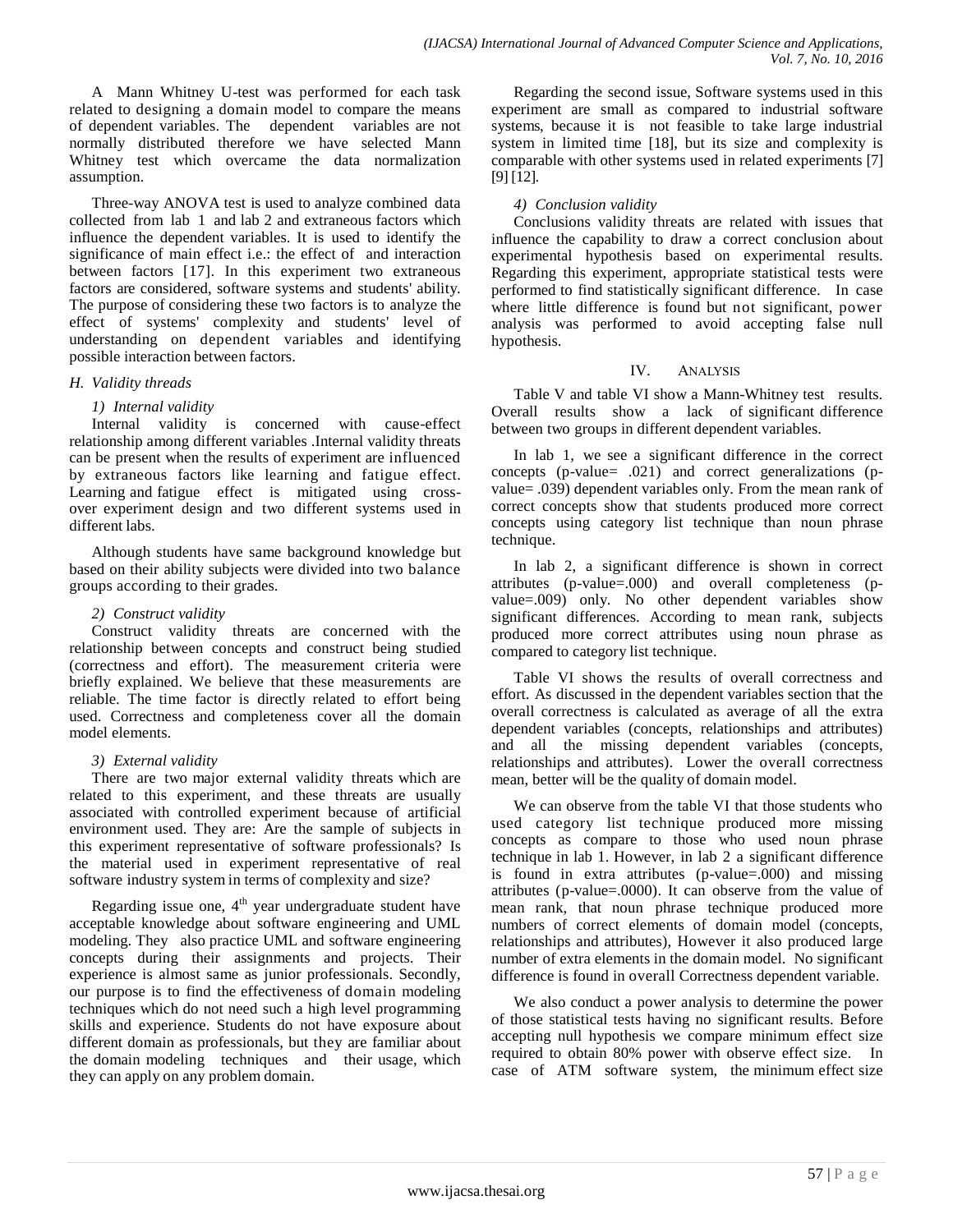A Mann Whitney U-test was performed for each task related to designing a domain model to compare the means of dependent variables. The dependent variables are not normally distributed therefore we have selected Mann Whitney test which overcame the data normalization assumption.

Three-way ANOVA test is used to analyze combined data collected from lab 1 and lab 2 and extraneous factors which influence the dependent variables. It is used to identify the significance of main effect i.e.: the effect of and interaction between factors [17]. In this experiment two extraneous factors are considered, software systems and students' ability. The purpose of considering these two factors is to analyze the effect of systems' complexity and students' level of understanding on dependent variables and identifying possible interaction between factors.

### *H. Validity threads*

#### *1) Internal validity*

Internal validity is concerned with cause-effect relationship among different variables .Internal validity threats can be present when the results of experiment are influenced by extraneous factors like learning and fatigue effect. Learning and fatigue effect is mitigated using cross-over experiment design and two different systems used in different labs.

Although students have same background knowledge but based on their ability subjects were divided into two balance groups according to their grades.

#### *2) Construct validity*

Construct validity threats are concerned with the relationship between concepts and construct being studied (correctness and effort). The measurement criteria were briefly explained. We believe that these measurements are reliable. The time factor is directly related to effort being used. Correctness and completeness cover all the domain model elements.

#### *3) External validity*

There are two major external validity threats which are related to this experiment, and these threats are usually associated with controlled experiment because of artificial environment used. They are: Are the sample of subjects in this experiment representative of software professionals? Is the material used in experiment representative of real software industry system in terms of complexity and size?

Regarding issue one, 4th year undergraduate student have acceptable knowledge about software engineering and UML modeling. They also practice UML and software engineering concepts during their assignments and projects. Their experience is almost same as junior professionals. Secondly, our purpose is to find the effectiveness of domain modeling techniques which do not need such a high level programming skills and experience. Students do not have exposure about different domain as professionals, but they are familiar about the domain modeling techniques and their usage, which they can apply on any problem domain.

Regarding the second issue, Software systems used in this experiment are small as compared to industrial software systems, because it is not feasible to take large industrial system in limited time [18], but its size and complexity is comparable with other systems used in related experiments [7] [9] [12].

#### *4) Conclusion validity*

Conclusions validity threats are related with issues that influence the capability to draw a correct conclusion about experimental hypothesis based on experimental results. Regarding this experiment, appropriate statistical tests were performed to find statistically significant difference. In case where little difference is found but not significant, power analysis was performed to avoid accepting false null hypothesis.

## IV. Analysis

Table V and table VI show a Mann-Whitney test results. Overall results show a lack of significant difference between two groups in different dependent variables.

In lab 1, we see a significant difference in the correct concepts (p-value= .021) and correct generalizations (p-value= .039) dependent variables only. From the mean rank of correct concepts show that students produced more correct concepts using category list technique than noun phrase technique.

In lab 2, a significant difference is shown in correct attributes (p-value=.000) and overall completeness (p-value=.009) only. No other dependent variables show significant differences. According to mean rank, subjects produced more correct attributes using noun phrase as compared to category list technique.

Table VI shows the results of overall correctness and effort. As discussed in the dependent variables section that the overall correctness is calculated as average of all the extra dependent variables (concepts, relationships and attributes) and all the missing dependent variables (concepts, relationships and attributes). Lower the overall correctness mean, better will be the quality of domain model.

We can observe from the table VI that those students who used category list technique produced more missing concepts as compare to those who used noun phrase technique in lab 1. However, in lab 2 a significant difference is found in extra attributes (p-value=.000) and missing attributes (p-value=.0000). It can observe from the value of mean rank, that noun phrase technique produced more numbers of correct elements of domain model (concepts, relationships and attributes), However it also produced large number of extra elements in the domain model. No significant difference is found in overall Correctness dependent variable.

We also conduct a power analysis to determine the power of those statistical tests having no significant results. Before accepting null hypothesis we compare minimum effect size required to obtain 80% power with observe effect size. In case of ATM software system, the minimum effect size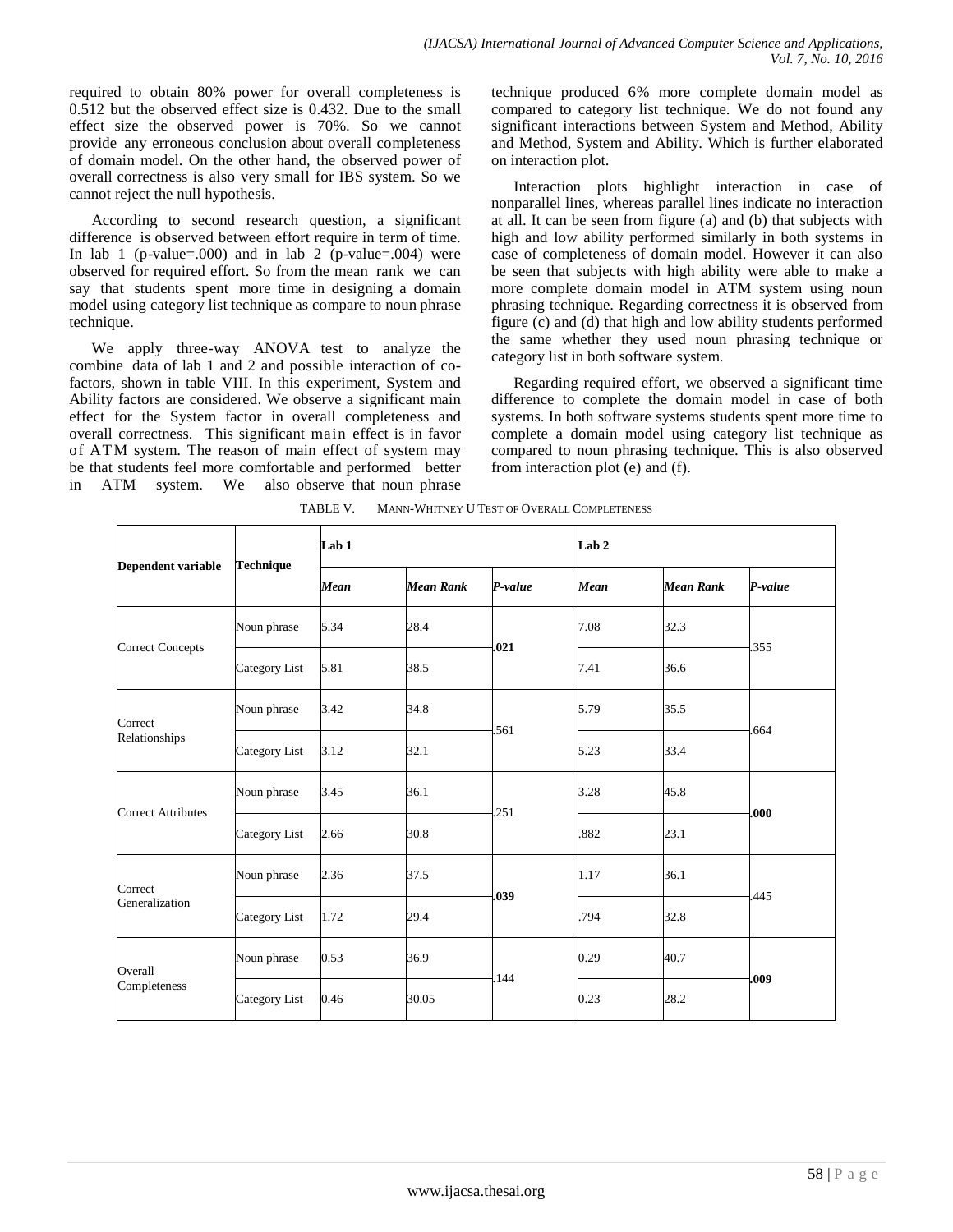required to obtain 80% power for overall completeness is 0.512 but the observed effect size is 0.432. Due to the small effect size the observed power is 70%. So we cannot provide any erroneous conclusion about overall completeness of domain model. On the other hand, the observed power of overall correctness is also very small for IBS system. So we cannot reject the null hypothesis.

According to second research question, a significant difference is observed between effort require in term of time. In lab 1 (p-value=.000) and in lab 2 (p-value=.004) were observed for required effort. So from the mean rank we can say that students spent more time in designing a domain model using category list technique as compare to noun phrase technique.

We apply three-way ANOVA test to analyze the combine data of lab 1 and 2 and possible interaction of co-factors, shown in table VIII. In this experiment, System and Ability factors are considered. We observe a significant main effect for the System factor in overall completeness and overall correctness. This significant main effect is in favor of ATM system. The reason of main effect of system may be that students feel more comfortable and performed better in ATM system. We also observe that noun phrase technique produced 6% more complete domain model as compared to category list technique. We do not found any significant interactions between System and Method, Ability and Method, System and Ability. Which is further elaborated on interaction plot.

Interaction plots highlight interaction in case of nonparallel lines, whereas parallel lines indicate no interaction at all. It can be seen from figure (a) and (b) that subjects with high and low ability performed similarly in both systems in case of completeness of domain model. However it can also be seen that subjects with high ability were able to make a more complete domain model in ATM system using noun phrasing technique. Regarding correctness it is observed from figure (c) and (d) that high and low ability students performed the same whether they used noun phrasing technique or category list in both software system.

Regarding required effort, we observed a significant time difference to complete the domain model in case of both systems. In both software systems students spent more time to complete a domain model using category list technique as compared to noun phrasing technique. This is also observed from interaction plot (e) and (f).

TABLE V. MANN-WHITNEY U TEST OF OVERALL COMPLETENESS

| Dependent variable | Technique | Lab 1 | | | Lab 2 | | |
|---|---|---|---|---|---|---|---|
| | | *Mean* | *Mean Rank* | *P-value* | *Mean* | *Mean Rank* | *P-value* |
| Correct Concepts | Noun phrase | 5.34 | 28.4 | **.021** | 7.08 | 32.3 | .355 |
| | Category List | 5.81 | 38.5 | | 7.41 | 36.6 | |
| Correct Relationships | Noun phrase | 3.42 | 34.8 | .561 | 5.79 | 35.5 | .664 |
| | Category List | 3.12 | 32.1 | | 5.23 | 33.4 | |
| Correct Attributes | Noun phrase | 3.45 | 36.1 | .251 | 3.28 | 45.8 | **.000** |
| | Category List | 2.66 | 30.8 | | .882 | 23.1 | |
| Correct Generalization | Noun phrase | 2.36 | 37.5 | **.039** | 1.17 | 36.1 | .445 |
| | Category List | 1.72 | 29.4 | | .794 | 32.8 | |
| Overall Completeness | Noun phrase | 0.53 | 36.9 | .144 | 0.29 | 40.7 | **.009** |
| | Category List | 0.46 | 30.05 | | 0.23 | 28.2 | |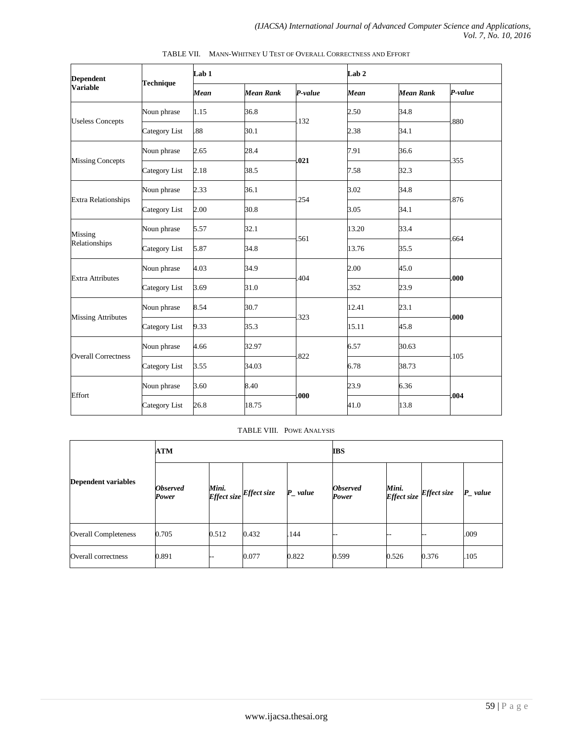TABLE VII. MANN-WHITNEY U TEST OF OVERALL CORRECTNESS AND EFFORT

| Dependent Variable | Technique | Lab 1 | | | Lab 2 | | |
|---|---|---|---|---|---|---|---|
| | | *Mean* | *Mean Rank* | *P-value* | *Mean* | *Mean Rank* | *P-value* |
| Useless Concepts | Noun phrase | 1.15 | 36.8 | .132 | 2.50 | 34.8 | .880 |
| | Category List | .88 | 30.1 | | 2.38 | 34.1 | |
| Missing Concepts | Noun phrase | 2.65 | 28.4 | **.021** | 7.91 | 36.6 | .355 |
| | Category List | 2.18 | 38.5 | | 7.58 | 32.3 | |
| Extra Relationships | Noun phrase | 2.33 | 36.1 | .254 | 3.02 | 34.8 | .876 |
| | Category List | 2.00 | 30.8 | | 3.05 | 34.1 | |
| Missing Relationships | Noun phrase | 5.57 | 32.1 | .561 | 13.20 | 33.4 | .664 |
| | Category List | 5.87 | 34.8 | | 13.76 | 35.5 | |
| Extra Attributes | Noun phrase | 4.03 | 34.9 | .404 | 2.00 | 45.0 | **.000** |
| | Category List | 3.69 | 31.0 | | .352 | 23.9 | |
| Missing Attributes | Noun phrase | 8.54 | 30.7 | .323 | 12.41 | 23.1 | **.000** |
| | Category List | 9.33 | 35.3 | | 15.11 | 45.8 | |
| Overall Correctness | Noun phrase | 4.66 | 32.97 | .822 | 6.57 | 30.63 | .105 |
| | Category List | 3.55 | 34.03 | | 6.78 | 38.73 | |
| Effort | Noun phrase | 3.60 | 8.40 | **.000** | 23.9 | 6.36 | **.004** |
| | Category List | 26.8 | 18.75 | | 41.0 | 13.8 | |

TABLE VIII. POWE ANALYSIS

| Dependent variables | ATM | | | | IBS | | | |
|---|---|---|---|---|---|---|---|---|
| | ***Observed Power*** | ***Mini. Effect size*** | ***Effect size*** | ***P_ value*** | ***Observed Power*** | ***Mini. Effect size*** | ***Effect size*** | ***P_ value*** |
| Overall Completeness | 0.705 | 0.512 | 0.432 | .144 | -- | -- | -- | .009 |
| Overall correctness | 0.891 | -- | 0.077 | 0.822 | 0.599 | 0.526 | 0.376 | .105 |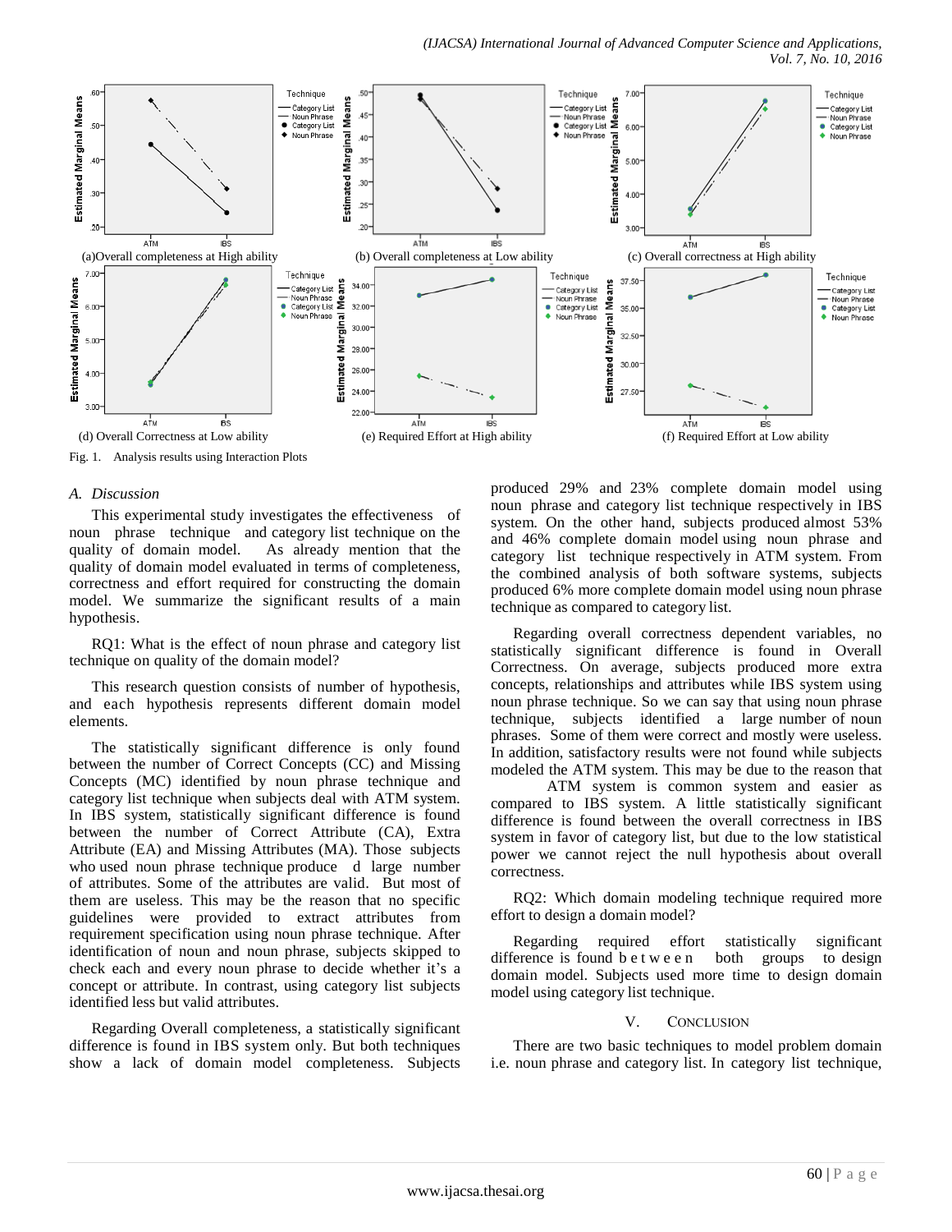(a)Overall completeness at High ability

(b) Overall completeness at Low ability

(c) Overall correctness at High ability

(d) Overall Correctness at Low ability

(e) Required Effort at High ability

(f) Required Effort at Low ability

Fig. 1. Analysis results using Interaction Plots

### *A. Discussion*

This experimental study investigates the effectiveness of noun phrase technique and category list technique on the quality of domain model. As already mention that the quality of domain model evaluated in terms of completeness, correctness and effort required for constructing the domain model. We summarize the significant results of a main hypothesis.

RQ1: What is the effect of noun phrase and category list technique on quality of the domain model?

This research question consists of number of hypothesis, and each hypothesis represents different domain model elements.

The statistically significant difference is only found between the number of Correct Concepts (CC) and Missing Concepts (MC) identified by noun phrase technique and category list technique when subjects deal with ATM system. In IBS system, statistically significant difference is found between the number of Correct Attribute (CA), Extra Attribute (EA) and Missing Attributes (MA). Those subjects who used noun phrase technique produce d large number of attributes. Some of the attributes are valid. But most of them are useless. This may be the reason that no specific guidelines were provided to extract attributes from requirement specification using noun phrase technique. After identification of noun and noun phrase, subjects skipped to check each and every noun phrase to decide whether it's a concept or attribute. In contrast, using category list subjects identified less but valid attributes.

Regarding Overall completeness, a statistically significant difference is found in IBS system only. But both techniques show a lack of domain model completeness. Subjects produced 29% and 23% complete domain model using noun phrase and category list technique respectively in IBS system. On the other hand, subjects produced almost 53% and 46% complete domain model using noun phrase and category list technique respectively in ATM system. From the combined analysis of both software systems, subjects produced 6% more complete domain model using noun phrase technique as compared to category list.

Regarding overall correctness dependent variables, no statistically significant difference is found in Overall Correctness. On average, subjects produced more extra concepts, relationships and attributes while IBS system using noun phrase technique. So we can say that using noun phrase technique, subjects identified a large number of noun phrases. Some of them were correct and mostly were useless. In addition, satisfactory results were not found while subjects modeled the ATM system. This may be due to the reason that ATM system is common system and easier as compared to IBS system. A little statistically significant difference is found between the overall correctness in IBS system in favor of category list, but due to the low statistical power we cannot reject the null hypothesis about overall correctness.

RQ2: Which domain modeling technique required more effort to design a domain model?

Regarding required effort statistically significant difference is found between both groups to design domain model. Subjects used more time to design domain model using category list technique.

## V. Conclusion

There are two basic techniques to model problem domain i.e. noun phrase and category list. In category list technique,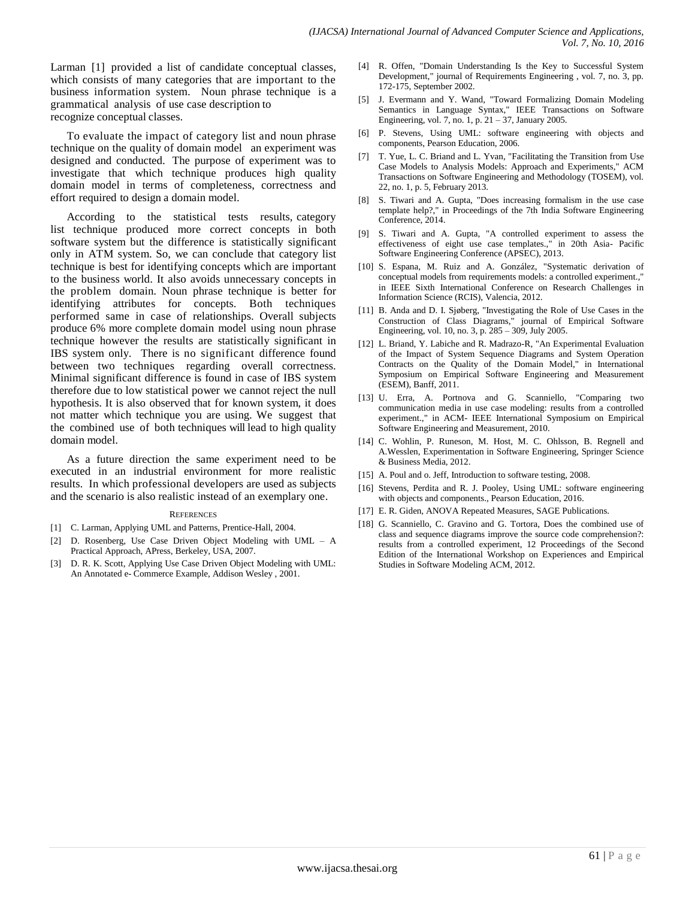Larman [1] provided a list of candidate conceptual classes, which consists of many categories that are important to the business information system. Noun phrase technique is a grammatical analysis of use case description to recognize conceptual classes.

To evaluate the impact of category list and noun phrase technique on the quality of domain model an experiment was designed and conducted. The purpose of experiment was to investigate that which technique produces high quality domain model in terms of completeness, correctness and effort required to design a domain model.

According to the statistical tests results, category list technique produced more correct concepts in both software system but the difference is statistically significant only in ATM system. So, we can conclude that category list technique is best for identifying concepts which are important to the business world. It also avoids unnecessary concepts in the problem domain. Noun phrase technique is better for identifying attributes for concepts. Both techniques performed same in case of relationships. Overall subjects produce 6% more complete domain model using noun phrase technique however the results are statistically significant in IBS system only. There is no significant difference found between two techniques regarding overall correctness. Minimal significant difference is found in case of IBS system therefore due to low statistical power we cannot reject the null hypothesis. It is also observed that for known system, it does not matter which technique you are using. We suggest that the combined use of both techniques will lead to high quality domain model.

As a future direction the same experiment need to be executed in an industrial environment for more realistic results. In which professional developers are used as subjects and the scenario is also realistic instead of an exemplary one.

## References

[1] C. Larman, Applying UML and Patterns, Prentice-Hall, 2004.

[2] D. Rosenberg, Use Case Driven Object Modeling with UML – A Practical Approach, APress, Berkeley, USA, 2007.

[3] D. R. K. Scott, Applying Use Case Driven Object Modeling with UML: An Annotated e- Commerce Example, Addison Wesley , 2001.

[4] R. Offen, "Domain Understanding Is the Key to Successful System Development," journal of Requirements Engineering , vol. 7, no. 3, pp. 172-175, September 2002.

[5] J. Evermann and Y. Wand, "Toward Formalizing Domain Modeling Semantics in Language Syntax," IEEE Transactions on Software Engineering, vol. 7, no. 1, p. 21 – 37, January 2005.

[6] P. Stevens, Using UML: software engineering with objects and components, Pearson Education, 2006.

[7] T. Yue, L. C. Briand and L. Yvan, "Facilitating the Transition from Use Case Models to Analysis Models: Approach and Experiments," ACM Transactions on Software Engineering and Methodology (TOSEM), vol. 22, no. 1, p. 5, February 2013.

[8] S. Tiwari and A. Gupta, "Does increasing formalism in the use case template help?," in Proceedings of the 7th India Software Engineering Conference, 2014.

[9] S. Tiwari and A. Gupta, "A controlled experiment to assess the effectiveness of eight use case templates.," in 20th Asia- Pacific Software Engineering Conference (APSEC), 2013.

[10] S. Espana, M. Ruiz and A. González, "Systematic derivation of conceptual models from requirements models: a controlled experiment.," in IEEE Sixth International Conference on Research Challenges in Information Science (RCIS), Valencia, 2012.

[11] B. Anda and D. I. Sjøberg, "Investigating the Role of Use Cases in the Construction of Class Diagrams," journal of Empirical Software Engineering, vol. 10, no. 3, p. 285 – 309, July 2005.

[12] L. Briand, Y. Labiche and R. Madrazo-R, "An Experimental Evaluation of the Impact of System Sequence Diagrams and System Operation Contracts on the Quality of the Domain Model," in International Symposium on Empirical Software Engineering and Measurement (ESEM), Banff, 2011.

[13] U. Erra, A. Portnova and G. Scanniello, "Comparing two communication media in use case modeling: results from a controlled experiment.," in ACM- IEEE International Symposium on Empirical Software Engineering and Measurement, 2010.

[14] C. Wohlin, P. Runeson, M. Host, M. C. Ohlsson, B. Regnell and A.Wesslen, Experimentation in Software Engineering, Springer Science & Business Media, 2012.

[15] A. Poul and o. Jeff, Introduction to software testing, 2008.

[16] Stevens, Perdita and R. J. Pooley, Using UML: software engineering with objects and components., Pearson Education, 2016.

[17] E. R. Giden, ANOVA Repeated Measures, SAGE Publications.

[18] G. Scanniello, C. Gravino and G. Tortora, Does the combined use of class and sequence diagrams improve the source code comprehension?: results from a controlled experiment, 12 Proceedings of the Second Edition of the International Workshop on Experiences and Empirical Studies in Software Modeling ACM, 2012.